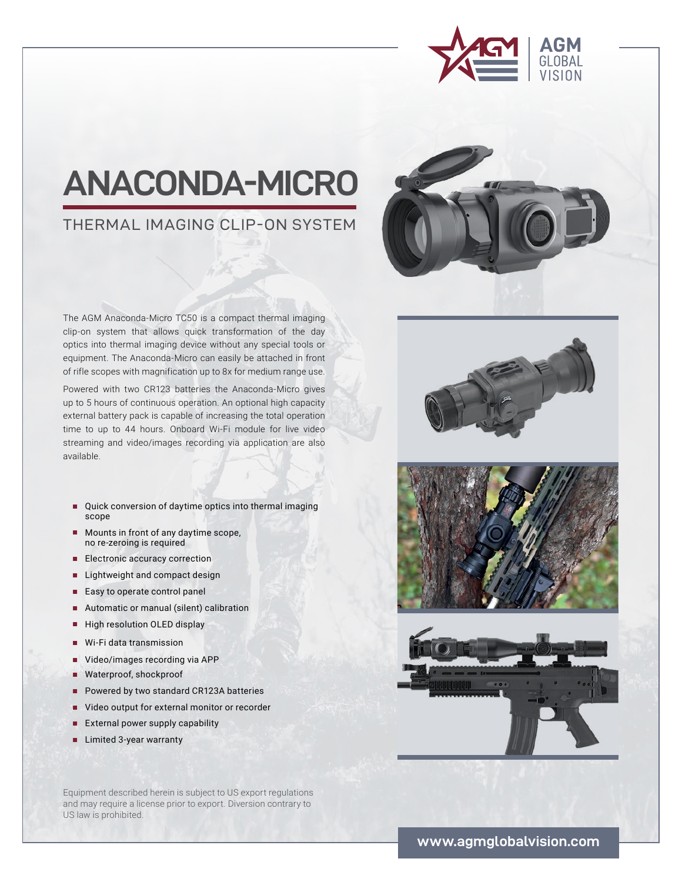# ANACONDA-MICRO

## THERMAL IMAGING CLIP-ON SYSTEM

The AGM Anaconda-Micro TC50 is a compact thermal imaging clip-on system that allows quick transformation of the day optics into thermal imaging device without any special tools or equipment. The Anaconda-Micro can easily be attached in front of rifle scopes with magnification up to 8x for medium range use.

Powered with two CR123 batteries the Anaconda-Micro gives up to 5 hours of continuous operation. An optional high capacity external battery pack is capable of increasing the total operation time to up to 44 hours. Onboard Wi-Fi module for live video streaming and video/images recording via application are also available.

- Quick conversion of daytime optics into thermal imaging scope
- Mounts in front of any daytime scope, no re-zeroing is required
- Electronic accuracy correction
- Lightweight and compact design
- Easy to operate control panel
- Automatic or manual (silent) calibration
- High resolution OLED display
- Wi-Fi data transmission
- Video/images recording via APP
- Waterproof, shockproof
- Powered by two standard CR123A batteries
- Video output for external monitor or recorder
- External power supply capability
- Limited 3-year warranty

Equipment described herein is subject to US export regulations and may require a license prior to export. Diversion contrary to US law is prohibited.

www.agmglobalvision.com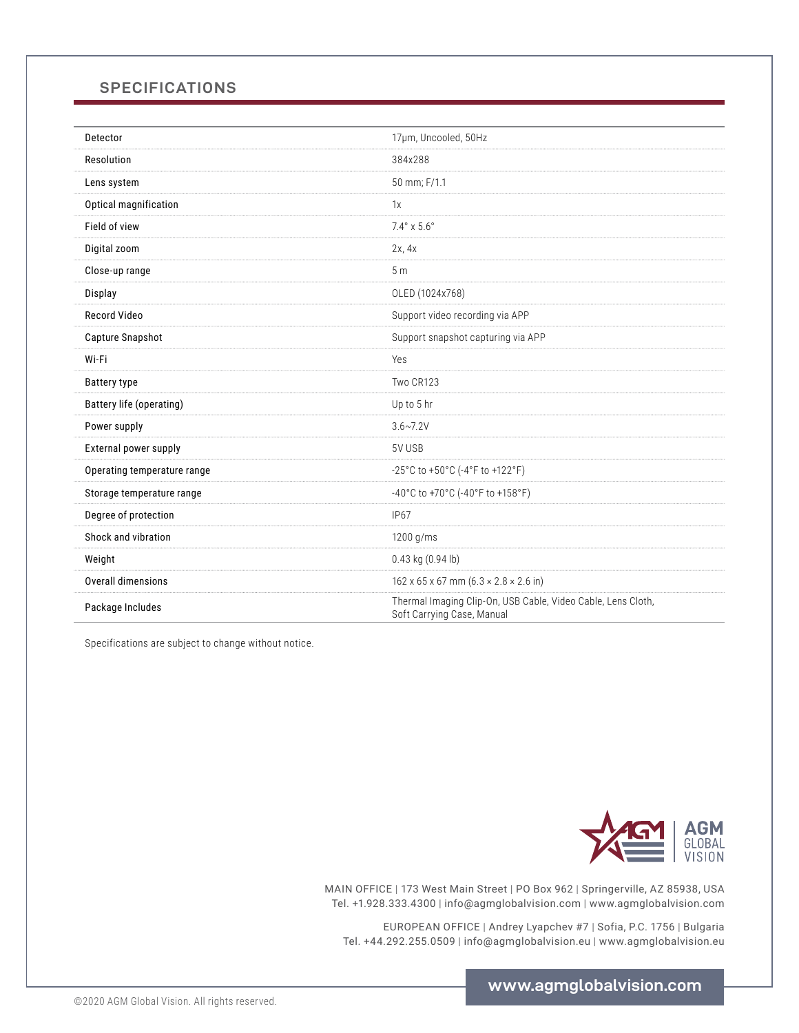## SPECIFICATIONS

| | |
|---|---|
| Detector | 17µm, Uncooled, 50Hz |
| Resolution | 384x288 |
| Lens system | 50 mm; F/1.1 |
| Optical magnification | 1x |
| Field of view | 7.4° x 5.6° |
| Digital zoom | 2x, 4x |
| Close-up range | 5 m |
| Display | OLED (1024x768) |
| Record Video | Support video recording via APP |
| Capture Snapshot | Support snapshot capturing via APP |
| Wi-Fi | Yes |
| Battery type | Two CR123 |
| Battery life (operating) | Up to 5 hr |
| Power supply | 3.6~7.2V |
| External power supply | 5V USB |
| Operating temperature range | -25°C to +50°C (-4°F to +122°F) |
| Storage temperature range | -40°C to +70°C (-40°F to +158°F) |
| Degree of protection | IP67 |
| Shock and vibration | 1200 g/ms |
| Weight | 0.43 kg (0.94 lb) |
| Overall dimensions | 162 x 65 x 67 mm (6.3 × 2.8 × 2.6 in) |
| Package Includes | Thermal Imaging Clip-On, USB Cable, Video Cable, Lens Cloth, Soft Carrying Case, Manual |

Specifications are subject to change without notice.

AGM GLOBAL VISION

MAIN OFFICE | 173 West Main Street | PO Box 962 | Springerville, AZ 85938, USA
Tel. +1.928.333.4300 | info@agmglobalvision.com | www.agmglobalvision.com

EUROPEAN OFFICE | Andrey Lyapchev #7 | Sofia, P.C. 1756 | Bulgaria
Tel. +44.292.255.0509 | info@agmglobalvision.eu | www.agmglobalvision.eu

©2020 AGM Global Vision. All rights reserved.

www.agmglobalvision.com